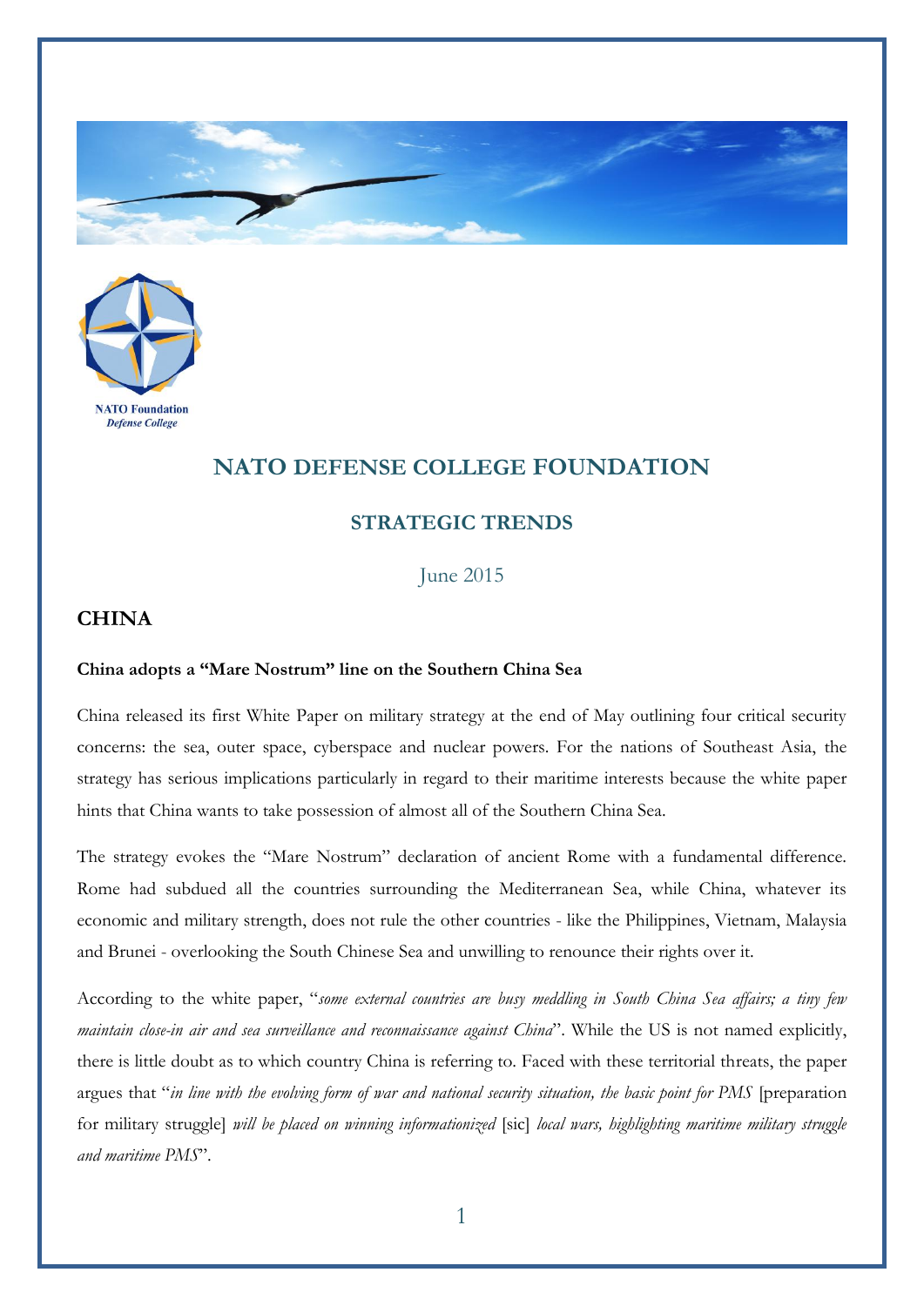NATO Foundation
*Defense College*

# NATO DEFENSE COLLEGE FOUNDATION

## STRATEGIC TRENDS

June 2015

## CHINA

### China adopts a "Mare Nostrum" line on the Southern China Sea

China released its first White Paper on military strategy at the end of May outlining four critical security concerns: the sea, outer space, cyberspace and nuclear powers. For the nations of Southeast Asia, the strategy has serious implications particularly in regard to their maritime interests because the white paper hints that China wants to take possession of almost all of the Southern China Sea.

The strategy evokes the "Mare Nostrum" declaration of ancient Rome with a fundamental difference. Rome had subdued all the countries surrounding the Mediterranean Sea, while China, whatever its economic and military strength, does not rule the other countries - like the Philippines, Vietnam, Malaysia and Brunei - overlooking the South Chinese Sea and unwilling to renounce their rights over it.

According to the white paper, "*some external countries are busy meddling in South China Sea affairs; a tiny few maintain close-in air and sea surveillance and reconnaissance against China*". While the US is not named explicitly, there is little doubt as to which country China is referring to. Faced with these territorial threats, the paper argues that "*in line with the evolving form of war and national security situation, the basic point for PMS* [preparation for military struggle] *will be placed on winning informationized* [sic] *local wars, highlighting maritime military struggle and maritime PMS*".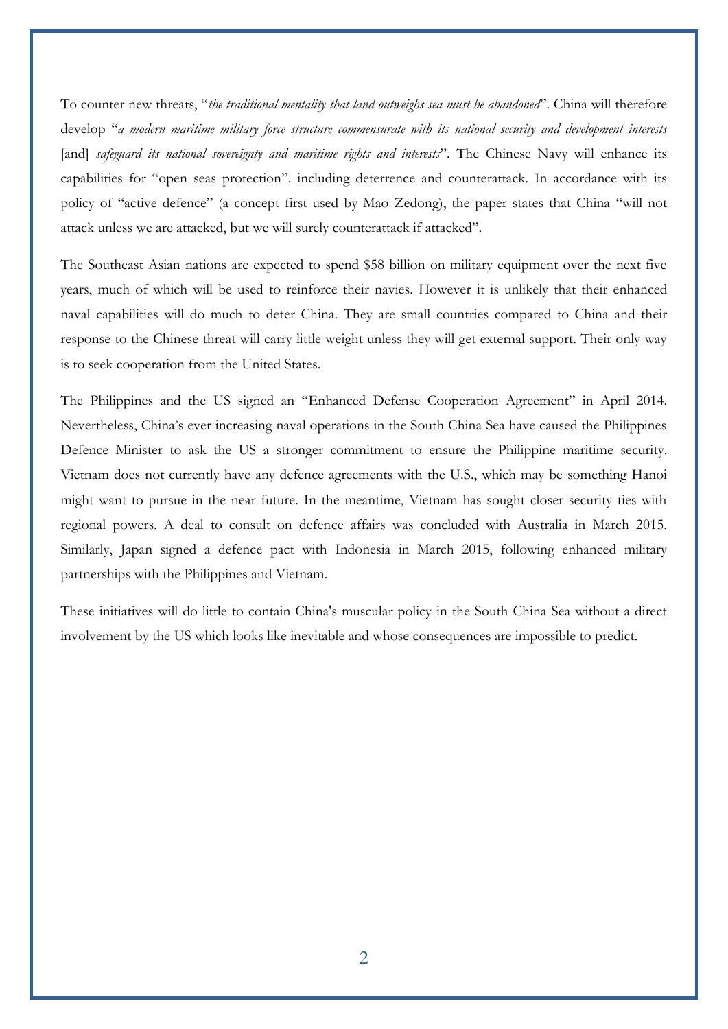To counter new threats, "*the traditional mentality that land outweighs sea must be abandoned*". China will therefore develop "*a modern maritime military force structure commensurate with its national security and development interests* [and] *safeguard its national sovereignty and maritime rights and interests*". The Chinese Navy will enhance its capabilities for "open seas protection". including deterrence and counterattack. In accordance with its policy of "active defence" (a concept first used by Mao Zedong), the paper states that China "will not attack unless we are attacked, but we will surely counterattack if attacked".

The Southeast Asian nations are expected to spend $58 billion on military equipment over the next five years, much of which will be used to reinforce their navies. However it is unlikely that their enhanced naval capabilities will do much to deter China. They are small countries compared to China and their response to the Chinese threat will carry little weight unless they will get external support. Their only way is to seek cooperation from the United States.

The Philippines and the US signed an "Enhanced Defense Cooperation Agreement" in April 2014. Nevertheless, China's ever increasing naval operations in the South China Sea have caused the Philippines Defence Minister to ask the US a stronger commitment to ensure the Philippine maritime security. Vietnam does not currently have any defence agreements with the U.S., which may be something Hanoi might want to pursue in the near future. In the meantime, Vietnam has sought closer security ties with regional powers. A deal to consult on defence affairs was concluded with Australia in March 2015. Similarly, Japan signed a defence pact with Indonesia in March 2015, following enhanced military partnerships with the Philippines and Vietnam.

These initiatives will do little to contain China's muscular policy in the South China Sea without a direct involvement by the US which looks like inevitable and whose consequences are impossible to predict.